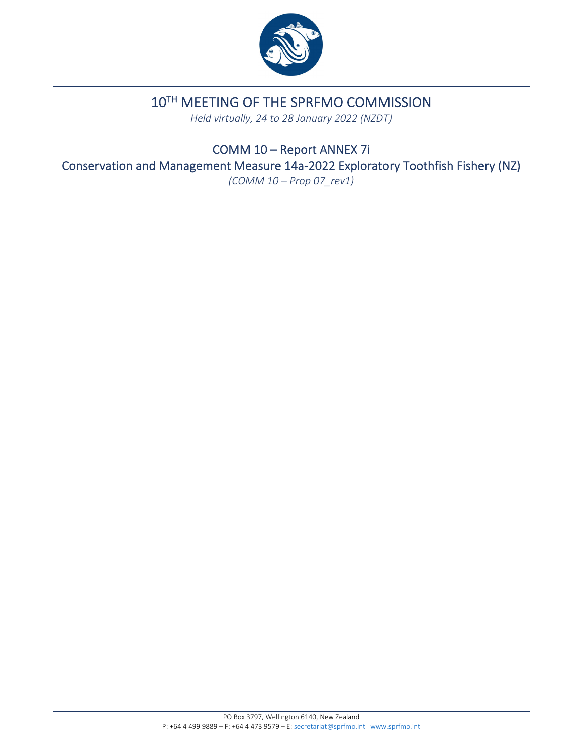# 10TH MEETING OF THE SPRFMO COMMISSION

*Held virtually, 24 to 28 January 2022 (NZDT)*

## COMM 10 – Report ANNEX 7i

## Conservation and Management Measure 14a-2022 Exploratory Toothfish Fishery (NZ)

*(COMM 10 – Prop 07_rev1)*

PO Box 3797, Wellington 6140, New Zealand
P: +64 4 499 9889 – F: +64 4 473 9579 – E: secretariat@sprfmo.int www.sprfmo.int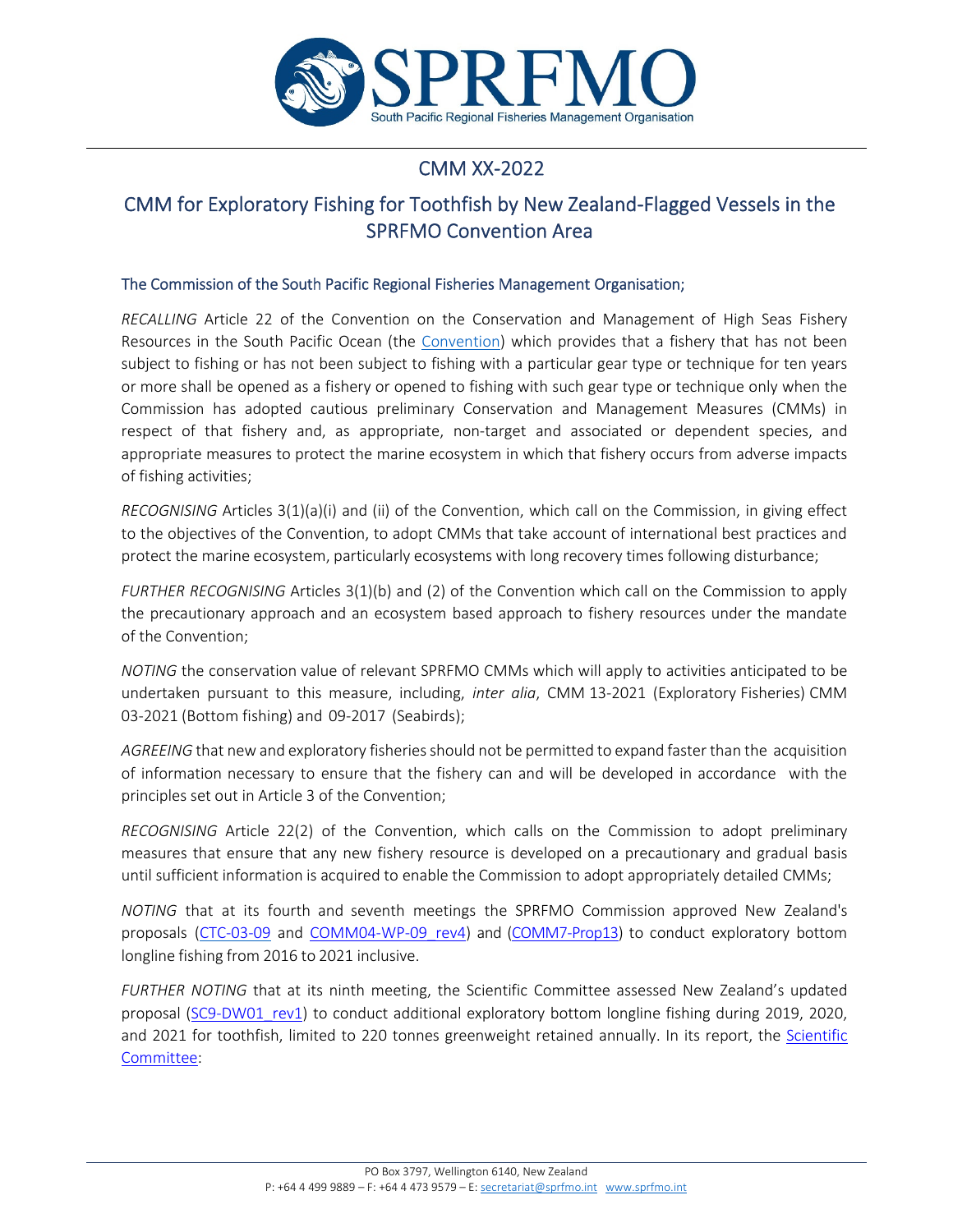# CMM XX-2022

## CMM for Exploratory Fishing for Toothfish by New Zealand-Flagged Vessels in the SPRFMO Convention Area

### The Commission of the South Pacific Regional Fisheries Management Organisation;

*RECALLING* Article 22 of the Convention on the Conservation and Management of High Seas Fishery Resources in the South Pacific Ocean (the Convention) which provides that a fishery that has not been subject to fishing or has not been subject to fishing with a particular gear type or technique for ten years or more shall be opened as a fishery or opened to fishing with such gear type or technique only when the Commission has adopted cautious preliminary Conservation and Management Measures (CMMs) in respect of that fishery and, as appropriate, non-target and associated or dependent species, and appropriate measures to protect the marine ecosystem in which that fishery occurs from adverse impacts of fishing activities;

*RECOGNISING* Articles 3(1)(a)(i) and (ii) of the Convention, which call on the Commission, in giving effect to the objectives of the Convention, to adopt CMMs that take account of international best practices and protect the marine ecosystem, particularly ecosystems with long recovery times following disturbance;

*FURTHER RECOGNISING* Articles 3(1)(b) and (2) of the Convention which call on the Commission to apply the precautionary approach and an ecosystem based approach to fishery resources under the mandate of the Convention;

*NOTING* the conservation value of relevant SPRFMO CMMs which will apply to activities anticipated to be undertaken pursuant to this measure, including, *inter alia*, CMM 13-2021 (Exploratory Fisheries) CMM 03-2021 (Bottom fishing) and 09-2017 (Seabirds);

*AGREEING* that new and exploratory fisheries should not be permitted to expand faster than the acquisition of information necessary to ensure that the fishery can and will be developed in accordance with the principles set out in Article 3 of the Convention;

*RECOGNISING* Article 22(2) of the Convention, which calls on the Commission to adopt preliminary measures that ensure that any new fishery resource is developed on a precautionary and gradual basis until sufficient information is acquired to enable the Commission to adopt appropriately detailed CMMs;

*NOTING* that at its fourth and seventh meetings the SPRFMO Commission approved New Zealand's proposals (CTC-03-09 and COMM04-WP-09_rev4) and (COMM7-Prop13) to conduct exploratory bottom longline fishing from 2016 to 2021 inclusive.

*FURTHER NOTING* that at its ninth meeting, the Scientific Committee assessed New Zealand's updated proposal (SC9-DW01_rev1) to conduct additional exploratory bottom longline fishing during 2019, 2020, and 2021 for toothfish, limited to 220 tonnes greenweight retained annually. In its report, the Scientific Committee: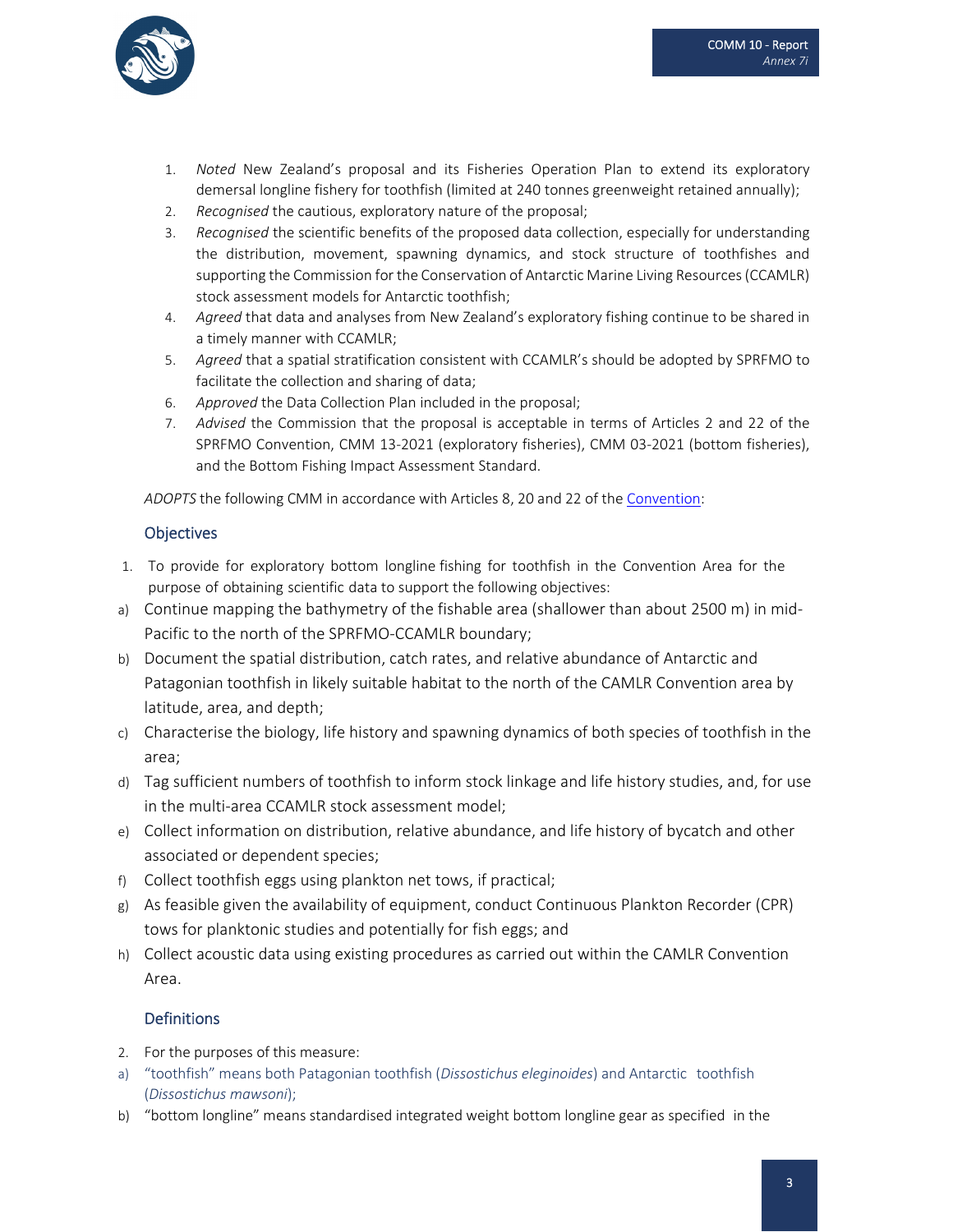1. *Noted* New Zealand's proposal and its Fisheries Operation Plan to extend its exploratory demersal longline fishery for toothfish (limited at 240 tonnes greenweight retained annually);
2. *Recognised* the cautious, exploratory nature of the proposal;
3. *Recognised* the scientific benefits of the proposed data collection, especially for understanding the distribution, movement, spawning dynamics, and stock structure of toothfishes and supporting the Commission for the Conservation of Antarctic Marine Living Resources (CCAMLR) stock assessment models for Antarctic toothfish;
4. *Agreed* that data and analyses from New Zealand's exploratory fishing continue to be shared in a timely manner with CCAMLR;
5. *Agreed* that a spatial stratification consistent with CCAMLR's should be adopted by SPRFMO to facilitate the collection and sharing of data;
6. *Approved* the Data Collection Plan included in the proposal;
7. *Advised* the Commission that the proposal is acceptable in terms of Articles 2 and 22 of the SPRFMO Convention, CMM 13-2021 (exploratory fisheries), CMM 03-2021 (bottom fisheries), and the Bottom Fishing Impact Assessment Standard.

*ADOPTS* the following CMM in accordance with Articles 8, 20 and 22 of the Convention:

## Objectives

1. To provide for exploratory bottom longline fishing for toothfish in the Convention Area for the purpose of obtaining scientific data to support the following objectives:

a) Continue mapping the bathymetry of the fishable area (shallower than about 2500 m) in mid-Pacific to the north of the SPRFMO-CCAMLR boundary;

b) Document the spatial distribution, catch rates, and relative abundance of Antarctic and Patagonian toothfish in likely suitable habitat to the north of the CAMLR Convention area by latitude, area, and depth;

c) Characterise the biology, life history and spawning dynamics of both species of toothfish in the area;

d) Tag sufficient numbers of toothfish to inform stock linkage and life history studies, and, for use in the multi-area CCAMLR stock assessment model;

e) Collect information on distribution, relative abundance, and life history of bycatch and other associated or dependent species;

f) Collect toothfish eggs using plankton net tows, if practical;

g) As feasible given the availability of equipment, conduct Continuous Plankton Recorder (CPR) tows for planktonic studies and potentially for fish eggs; and

h) Collect acoustic data using existing procedures as carried out within the CAMLR Convention Area.

## Definitions

2. For the purposes of this measure:

a) "toothfish" means both Patagonian toothfish (*Dissostichus eleginoides*) and Antarctic toothfish (*Dissostichus mawsoni*);

b) "bottom longline" means standardised integrated weight bottom longline gear as specified in the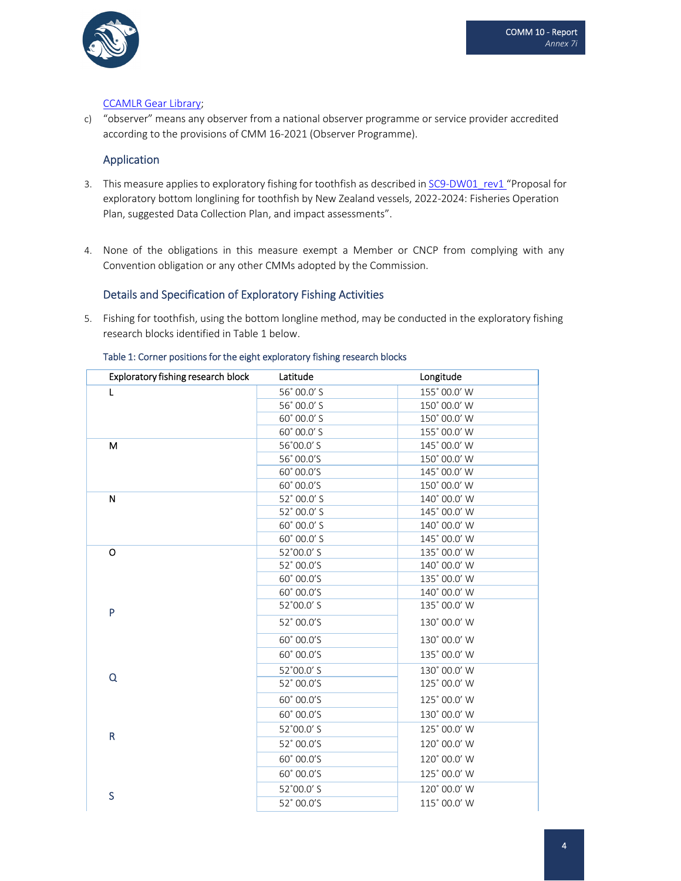CCAMLR Gear Library;

c) "observer" means any observer from a national observer programme or service provider accredited according to the provisions of CMM 16-2021 (Observer Programme).

## Application

3. This measure applies to exploratory fishing for toothfish as described in SC9-DW01_rev1 "Proposal for exploratory bottom longlining for toothfish by New Zealand vessels, 2022-2024: Fisheries Operation Plan, suggested Data Collection Plan, and impact assessments".

4. None of the obligations in this measure exempt a Member or CNCP from complying with any Convention obligation or any other CMMs adopted by the Commission.

## Details and Specification of Exploratory Fishing Activities

5. Fishing for toothfish, using the bottom longline method, may be conducted in the exploratory fishing research blocks identified in Table 1 below.

Table 1: Corner positions for the eight exploratory fishing research blocks

| Exploratory fishing research block | Latitude | Longitude |
|---|---|---|
| L | 56° 00.0′ S | 155° 00.0′ W |
| | 56° 00.0′ S | 150° 00.0′ W |
| | 60° 00.0′ S | 150° 00.0′ W |
| | 60° 00.0′ S | 155° 00.0′ W |
| M | 56°00.0′ S | 145° 00.0′ W |
| | 56° 00.0′S | 150° 00.0′ W |
| | 60° 00.0′S | 145° 00.0′ W |
| | 60° 00.0′S | 150° 00.0′ W |
| N | 52° 00.0′ S | 140° 00.0′ W |
| | 52° 00.0′ S | 145° 00.0′ W |
| | 60° 00.0′ S | 140° 00.0′ W |
| | 60° 00.0′ S | 145° 00.0′ W |
| O | 52°00.0′ S | 135° 00.0′ W |
| | 52° 00.0′S | 140° 00.0′ W |
| | 60° 00.0′S | 135° 00.0′ W |
| | 60° 00.0′S | 140° 00.0′ W |
| P | 52°00.0′ S | 135° 00.0′ W |
| | 52° 00.0′S | 130° 00.0′ W |
| | 60° 00.0′S | 130° 00.0′ W |
| | 60° 00.0′S | 135° 00.0′ W |
| Q | 52°00.0′ S | 130° 00.0′ W |
| | 52° 00.0′S | 125° 00.0′ W |
| | 60° 00.0′S | 125° 00.0′ W |
| | 60° 00.0′S | 130° 00.0′ W |
| R | 52°00.0′ S | 125° 00.0′ W |
| | 52° 00.0′S | 120° 00.0′ W |
| | 60° 00.0′S | 120° 00.0′ W |
| | 60° 00.0′S | 125° 00.0′ W |
| S | 52°00.0′ S | 120° 00.0′ W |
| | 52° 00.0′S | 115° 00.0′ W |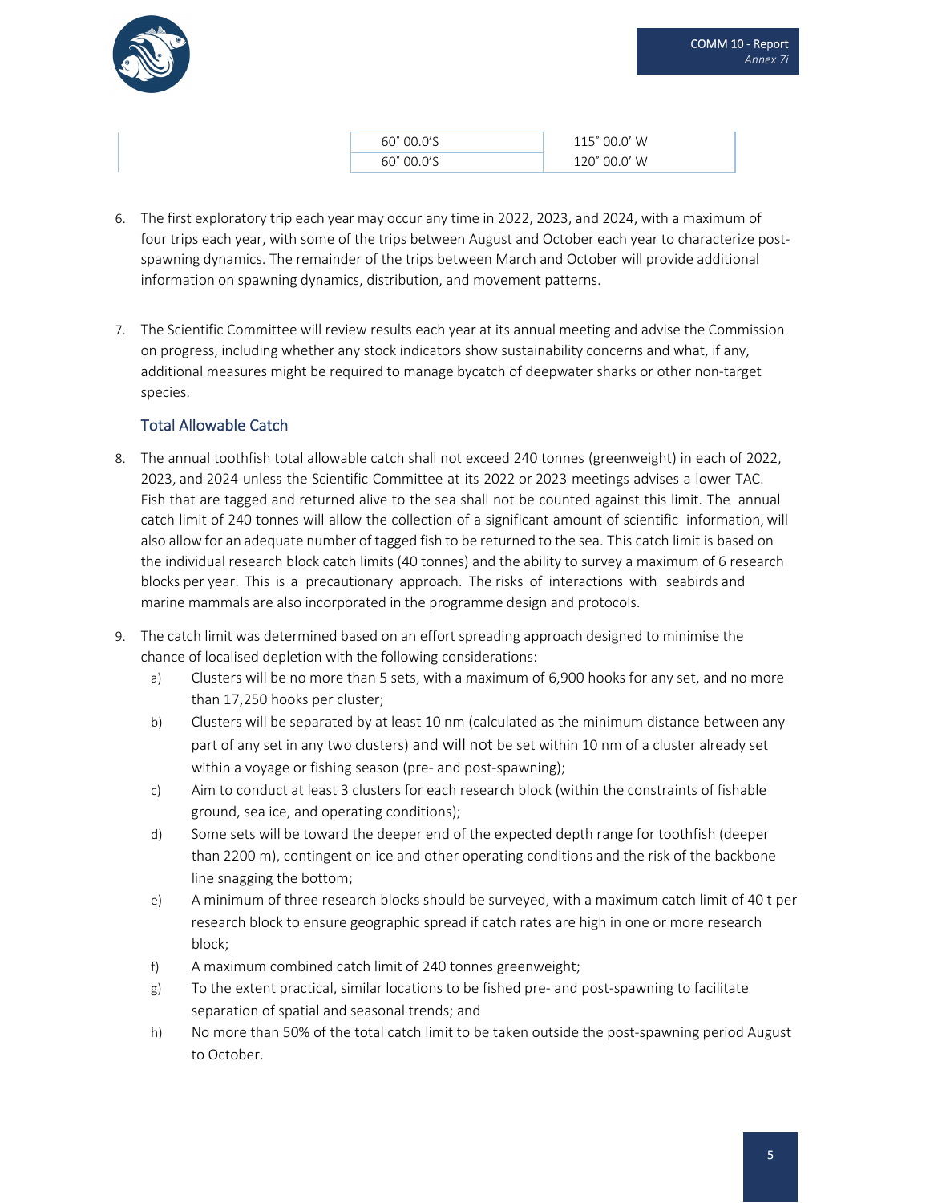| | | |
|---|---|---|
| | 60˚ 00.0'S | 115˚ 00.0' W |
| | 60˚ 00.0'S | 120˚ 00.0' W |

6. The first exploratory trip each year may occur any time in 2022, 2023, and 2024, with a maximum of four trips each year, with some of the trips between August and October each year to characterize post-spawning dynamics. The remainder of the trips between March and October will provide additional information on spawning dynamics, distribution, and movement patterns.

7. The Scientific Committee will review results each year at its annual meeting and advise the Commission on progress, including whether any stock indicators show sustainability concerns and what, if any, additional measures might be required to manage bycatch of deepwater sharks or other non-target species.

## Total Allowable Catch

8. The annual toothfish total allowable catch shall not exceed 240 tonnes (greenweight) in each of 2022, 2023, and 2024 unless the Scientific Committee at its 2022 or 2023 meetings advises a lower TAC. Fish that are tagged and returned alive to the sea shall not be counted against this limit. The annual catch limit of 240 tonnes will allow the collection of a significant amount of scientific information, will also allow for an adequate number of tagged fish to be returned to the sea. This catch limit is based on the individual research block catch limits (40 tonnes) and the ability to survey a maximum of 6 research blocks per year. This is a precautionary approach. The risks of interactions with seabirds and marine mammals are also incorporated in the programme design and protocols.

9. The catch limit was determined based on an effort spreading approach designed to minimise the chance of localised depletion with the following considerations:
   a) Clusters will be no more than 5 sets, with a maximum of 6,900 hooks for any set, and no more than 17,250 hooks per cluster;
   b) Clusters will be separated by at least 10 nm (calculated as the minimum distance between any part of any set in any two clusters) and will not be set within 10 nm of a cluster already set within a voyage or fishing season (pre- and post-spawning);
   c) Aim to conduct at least 3 clusters for each research block (within the constraints of fishable ground, sea ice, and operating conditions);
   d) Some sets will be toward the deeper end of the expected depth range for toothfish (deeper than 2200 m), contingent on ice and other operating conditions and the risk of the backbone line snagging the bottom;
   e) A minimum of three research blocks should be surveyed, with a maximum catch limit of 40 t per research block to ensure geographic spread if catch rates are high in one or more research block;
   f) A maximum combined catch limit of 240 tonnes greenweight;
   g) To the extent practical, similar locations to be fished pre- and post-spawning to facilitate separation of spatial and seasonal trends; and
   h) No more than 50% of the total catch limit to be taken outside the post-spawning period August to October.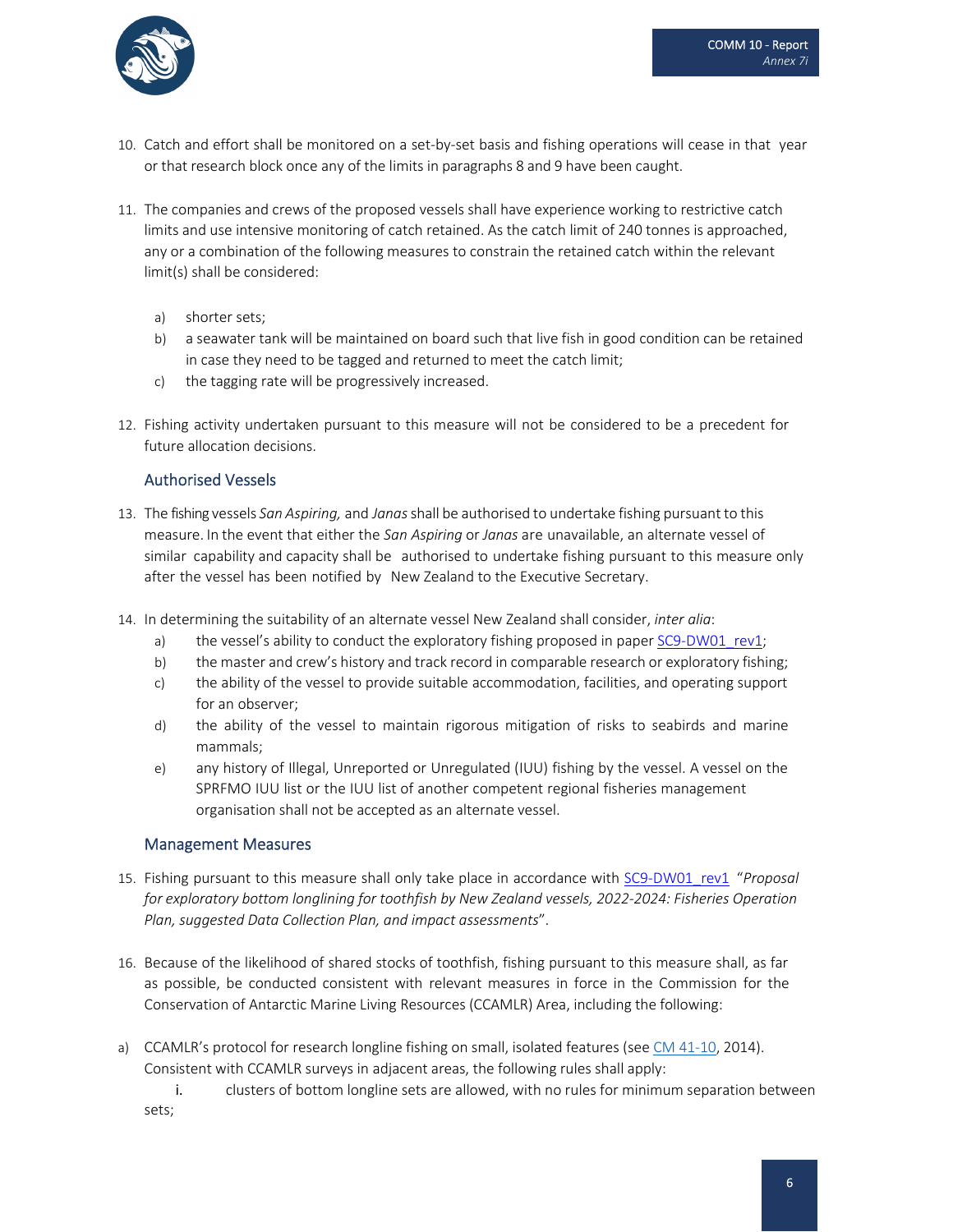10. Catch and effort shall be monitored on a set-by-set basis and fishing operations will cease in that year or that research block once any of the limits in paragraphs 8 and 9 have been caught.

11. The companies and crews of the proposed vessels shall have experience working to restrictive catch limits and use intensive monitoring of catch retained. As the catch limit of 240 tonnes is approached, any or a combination of the following measures to constrain the retained catch within the relevant limit(s) shall be considered:

    a) shorter sets;
    b) a seawater tank will be maintained on board such that live fish in good condition can be retained in case they need to be tagged and returned to meet the catch limit;
    c) the tagging rate will be progressively increased.

12. Fishing activity undertaken pursuant to this measure will not be considered to be a precedent for future allocation decisions.

## Authorised Vessels

13. The fishing vessels *San Aspiring,* and *Janas* shall be authorised to undertake fishing pursuant to this measure. In the event that either the *San Aspiring* or *Janas* are unavailable, an alternate vessel of similar capability and capacity shall be authorised to undertake fishing pursuant to this measure only after the vessel has been notified by New Zealand to the Executive Secretary.

14. In determining the suitability of an alternate vessel New Zealand shall consider, *inter alia*:
    a) the vessel's ability to conduct the exploratory fishing proposed in paper SC9-DW01_rev1;
    b) the master and crew's history and track record in comparable research or exploratory fishing;
    c) the ability of the vessel to provide suitable accommodation, facilities, and operating support for an observer;
    d) the ability of the vessel to maintain rigorous mitigation of risks to seabirds and marine mammals;
    e) any history of Illegal, Unreported or Unregulated (IUU) fishing by the vessel. A vessel on the SPRFMO IUU list or the IUU list of another competent regional fisheries management organisation shall not be accepted as an alternate vessel.

## Management Measures

15. Fishing pursuant to this measure shall only take place in accordance with SC9-DW01_rev1 "*Proposal for exploratory bottom longlining for toothfish by New Zealand vessels, 2022-2024: Fisheries Operation Plan, suggested Data Collection Plan, and impact assessments*".

16. Because of the likelihood of shared stocks of toothfish, fishing pursuant to this measure shall, as far as possible, be conducted consistent with relevant measures in force in the Commission for the Conservation of Antarctic Marine Living Resources (CCAMLR) Area, including the following:

a) CCAMLR's protocol for research longline fishing on small, isolated features (see CM 41-10, 2014). Consistent with CCAMLR surveys in adjacent areas, the following rules shall apply:

    i. clusters of bottom longline sets are allowed, with no rules for minimum separation between sets;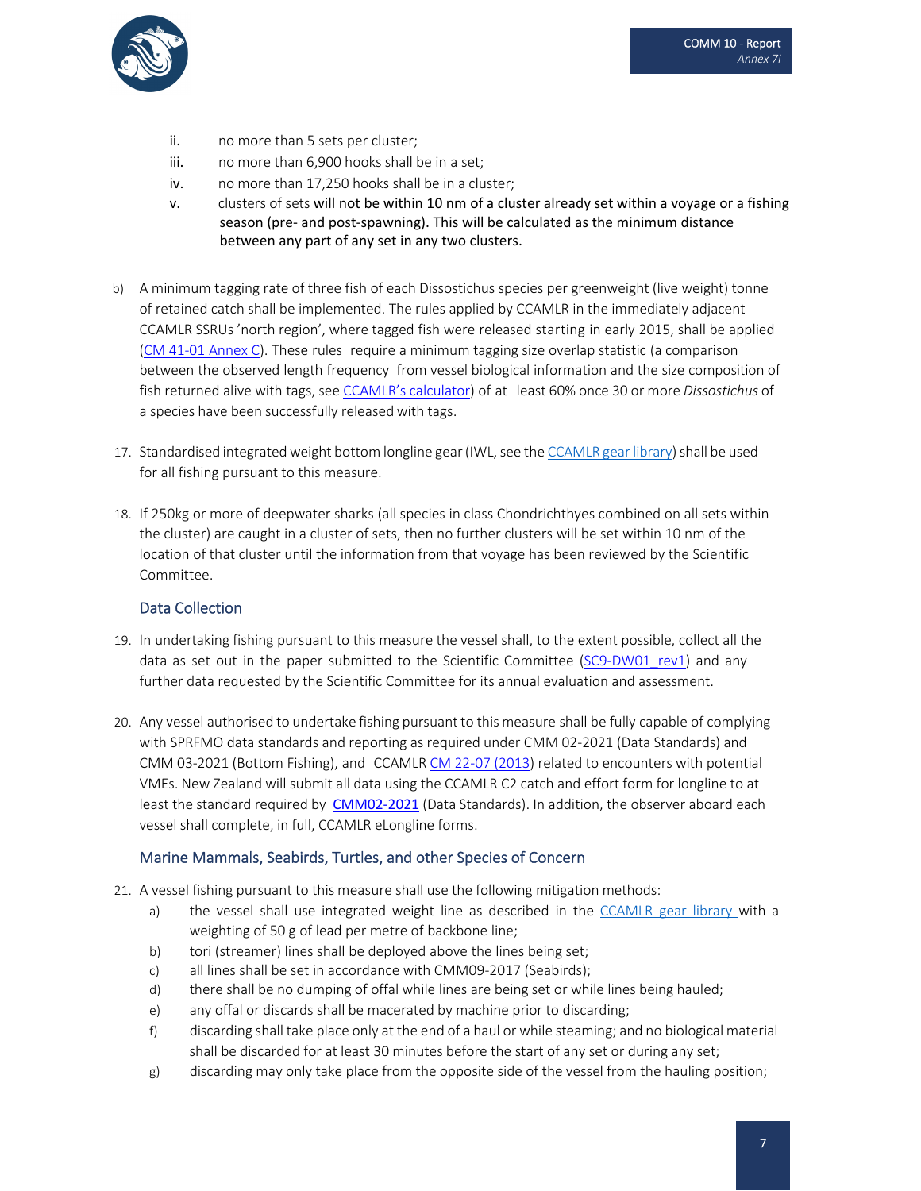ii. no more than 5 sets per cluster;

iii. no more than 6,900 hooks shall be in a set;

iv. no more than 17,250 hooks shall be in a cluster;

v. clusters of sets will not be within 10 nm of a cluster already set within a voyage or a fishing season (pre- and post-spawning). This will be calculated as the minimum distance between any part of any set in any two clusters.

b) A minimum tagging rate of three fish of each Dissostichus species per greenweight (live weight) tonne of retained catch shall be implemented. The rules applied by CCAMLR in the immediately adjacent CCAMLR SSRUs 'north region', where tagged fish were released starting in early 2015, shall be applied (CM 41-01 Annex C). These rules require a minimum tagging size overlap statistic (a comparison between the observed length frequency from vessel biological information and the size composition of fish returned alive with tags, see CCAMLR's calculator) of at least 60% once 30 or more *Dissostichus* of a species have been successfully released with tags.

17. Standardised integrated weight bottom longline gear (IWL, see the CCAMLR gear library) shall be used for all fishing pursuant to this measure.

18. If 250kg or more of deepwater sharks (all species in class Chondrichthyes combined on all sets within the cluster) are caught in a cluster of sets, then no further clusters will be set within 10 nm of the location of that cluster until the information from that voyage has been reviewed by the Scientific Committee.

## Data Collection

19. In undertaking fishing pursuant to this measure the vessel shall, to the extent possible, collect all the data as set out in the paper submitted to the Scientific Committee (SC9-DW01_rev1) and any further data requested by the Scientific Committee for its annual evaluation and assessment.

20. Any vessel authorised to undertake fishing pursuant to this measure shall be fully capable of complying with SPRFMO data standards and reporting as required under CMM 02-2021 (Data Standards) and CMM 03-2021 (Bottom Fishing), and CCAMLR CM 22-07 (2013) related to encounters with potential VMEs. New Zealand will submit all data using the CCAMLR C2 catch and effort form for longline to at least the standard required by CMM02-2021 (Data Standards). In addition, the observer aboard each vessel shall complete, in full, CCAMLR eLongline forms.

## Marine Mammals, Seabirds, Turtles, and other Species of Concern

21. A vessel fishing pursuant to this measure shall use the following mitigation methods:

    a) the vessel shall use integrated weight line as described in the CCAMLR gear library with a weighting of 50 g of lead per metre of backbone line;

    b) tori (streamer) lines shall be deployed above the lines being set;

    c) all lines shall be set in accordance with CMM09-2017 (Seabirds);

    d) there shall be no dumping of offal while lines are being set or while lines being hauled;

    e) any offal or discards shall be macerated by machine prior to discarding;

    f) discarding shall take place only at the end of a haul or while steaming; and no biological material shall be discarded for at least 30 minutes before the start of any set or during any set;

    g) discarding may only take place from the opposite side of the vessel from the hauling position;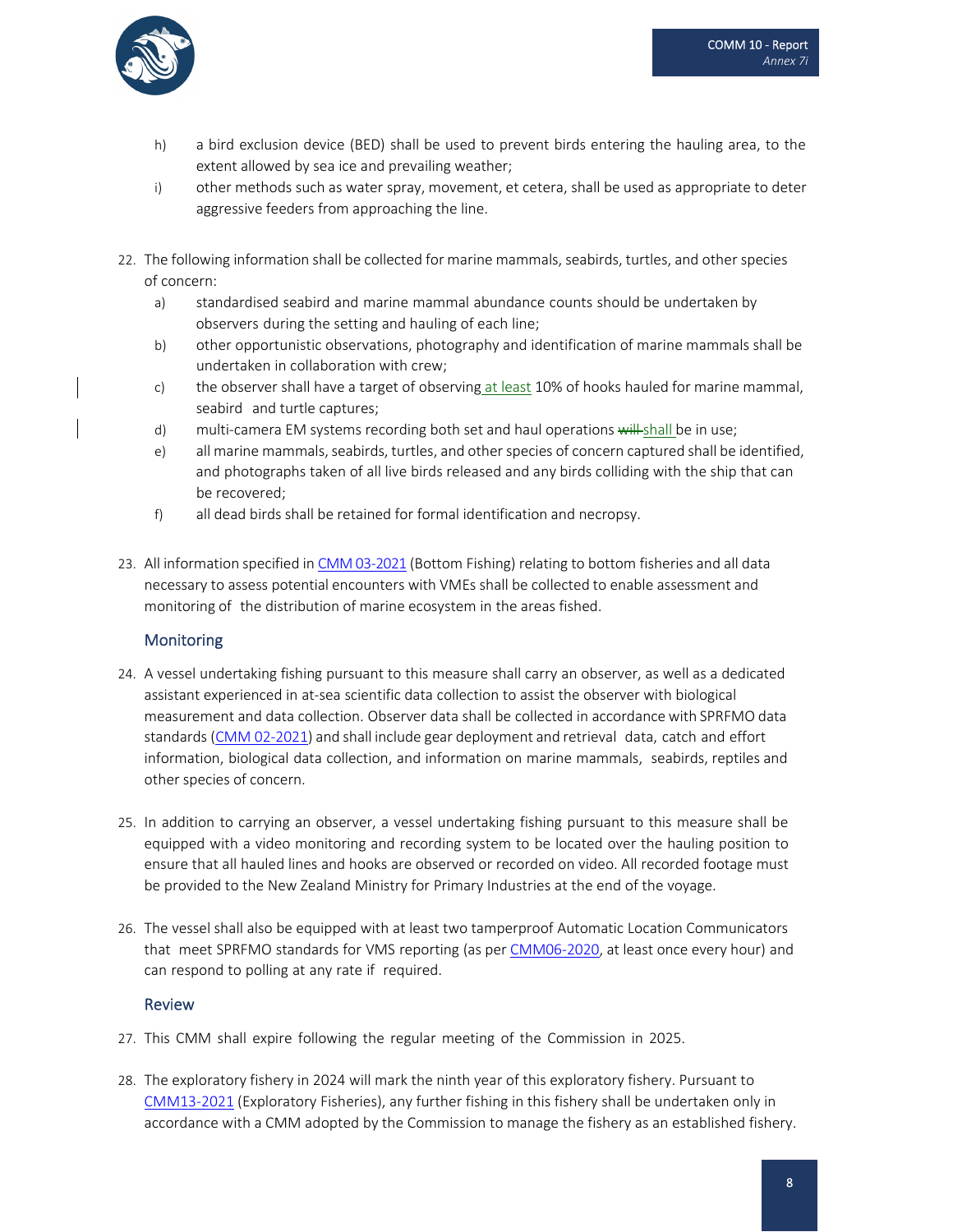h) a bird exclusion device (BED) shall be used to prevent birds entering the hauling area, to the extent allowed by sea ice and prevailing weather;

i) other methods such as water spray, movement, et cetera, shall be used as appropriate to deter aggressive feeders from approaching the line.

22. The following information shall be collected for marine mammals, seabirds, turtles, and other species of concern:

    a) standardised seabird and marine mammal abundance counts should be undertaken by observers during the setting and hauling of each line;

    b) other opportunistic observations, photography and identification of marine mammals shall be undertaken in collaboration with crew;

    c) the observer shall have a target of observing at least 10% of hooks hauled for marine mammal, seabird and turtle captures;

    d) multi-camera EM systems recording both set and haul operations ~~will~~ shall be in use;

    e) all marine mammals, seabirds, turtles, and other species of concern captured shall be identified, and photographs taken of all live birds released and any birds colliding with the ship that can be recovered;

    f) all dead birds shall be retained for formal identification and necropsy.

23. All information specified in CMM 03-2021 (Bottom Fishing) relating to bottom fisheries and all data necessary to assess potential encounters with VMEs shall be collected to enable assessment and monitoring of the distribution of marine ecosystem in the areas fished.

## Monitoring

24. A vessel undertaking fishing pursuant to this measure shall carry an observer, as well as a dedicated assistant experienced in at-sea scientific data collection to assist the observer with biological measurement and data collection. Observer data shall be collected in accordance with SPRFMO data standards (CMM 02-2021) and shall include gear deployment and retrieval data, catch and effort information, biological data collection, and information on marine mammals, seabirds, reptiles and other species of concern.

25. In addition to carrying an observer, a vessel undertaking fishing pursuant to this measure shall be equipped with a video monitoring and recording system to be located over the hauling position to ensure that all hauled lines and hooks are observed or recorded on video. All recorded footage must be provided to the New Zealand Ministry for Primary Industries at the end of the voyage.

26. The vessel shall also be equipped with at least two tamperproof Automatic Location Communicators that meet SPRFMO standards for VMS reporting (as per CMM06-2020, at least once every hour) and can respond to polling at any rate if required.

## Review

27. This CMM shall expire following the regular meeting of the Commission in 2025.

28. The exploratory fishery in 2024 will mark the ninth year of this exploratory fishery. Pursuant to CMM13-2021 (Exploratory Fisheries), any further fishing in this fishery shall be undertaken only in accordance with a CMM adopted by the Commission to manage the fishery as an established fishery.